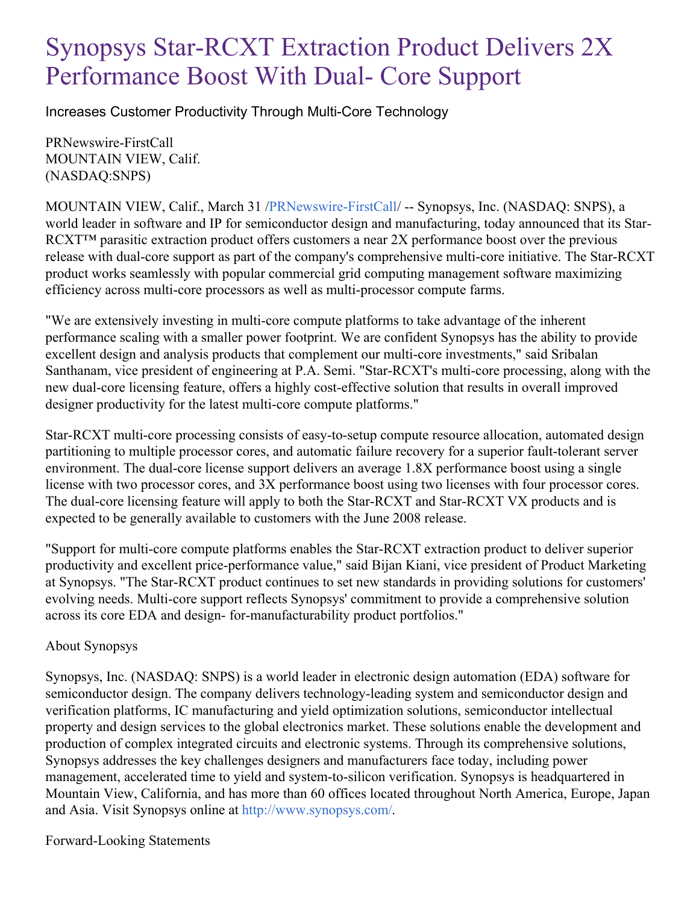# Synopsys Star-RCXT Extraction Product Delivers 2X Performance Boost With Dual- Core Support

Increases Customer Productivity Through Multi-Core Technology

PRNewswire-FirstCall
MOUNTAIN VIEW, Calif.
(NASDAQ:SNPS)

MOUNTAIN VIEW, Calif., March 31 /PRNewswire-FirstCall/ -- Synopsys, Inc. (NASDAQ: SNPS), a world leader in software and IP for semiconductor design and manufacturing, today announced that its Star-RCXT™ parasitic extraction product offers customers a near 2X performance boost over the previous release with dual-core support as part of the company's comprehensive multi-core initiative. The Star-RCXT product works seamlessly with popular commercial grid computing management software maximizing efficiency across multi-core processors as well as multi-processor compute farms.

"We are extensively investing in multi-core compute platforms to take advantage of the inherent performance scaling with a smaller power footprint. We are confident Synopsys has the ability to provide excellent design and analysis products that complement our multi-core investments," said Sribalan Santhanam, vice president of engineering at P.A. Semi. "Star-RCXT's multi-core processing, along with the new dual-core licensing feature, offers a highly cost-effective solution that results in overall improved designer productivity for the latest multi-core compute platforms."

Star-RCXT multi-core processing consists of easy-to-setup compute resource allocation, automated design partitioning to multiple processor cores, and automatic failure recovery for a superior fault-tolerant server environment. The dual-core license support delivers an average 1.8X performance boost using a single license with two processor cores, and 3X performance boost using two licenses with four processor cores. The dual-core licensing feature will apply to both the Star-RCXT and Star-RCXT VX products and is expected to be generally available to customers with the June 2008 release.

"Support for multi-core compute platforms enables the Star-RCXT extraction product to deliver superior productivity and excellent price-performance value," said Bijan Kiani, vice president of Product Marketing at Synopsys. "The Star-RCXT product continues to set new standards in providing solutions for customers' evolving needs. Multi-core support reflects Synopsys' commitment to provide a comprehensive solution across its core EDA and design- for-manufacturability product portfolios."

About Synopsys

Synopsys, Inc. (NASDAQ: SNPS) is a world leader in electronic design automation (EDA) software for semiconductor design. The company delivers technology-leading system and semiconductor design and verification platforms, IC manufacturing and yield optimization solutions, semiconductor intellectual property and design services to the global electronics market. These solutions enable the development and production of complex integrated circuits and electronic systems. Through its comprehensive solutions, Synopsys addresses the key challenges designers and manufacturers face today, including power management, accelerated time to yield and system-to-silicon verification. Synopsys is headquartered in Mountain View, California, and has more than 60 offices located throughout North America, Europe, Japan and Asia. Visit Synopsys online at http://www.synopsys.com/.

Forward-Looking Statements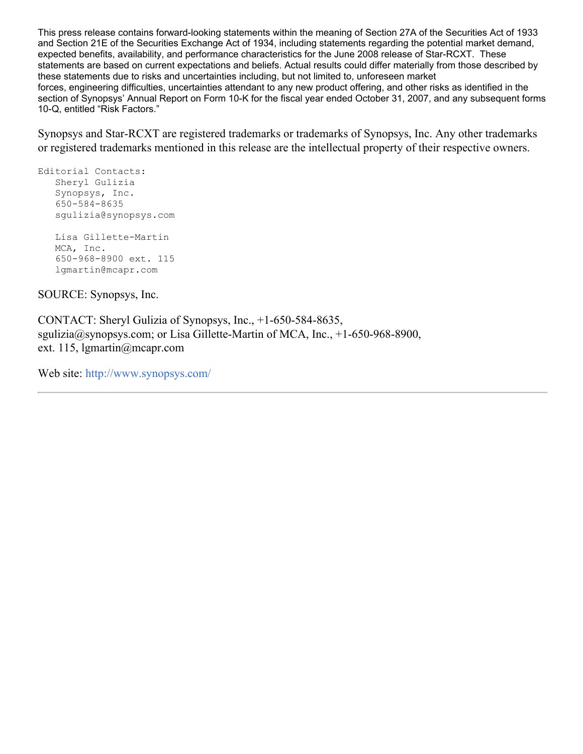This press release contains forward-looking statements within the meaning of Section 27A of the Securities Act of 1933 and Section 21E of the Securities Exchange Act of 1934, including statements regarding the potential market demand, expected benefits, availability, and performance characteristics for the June 2008 release of Star-RCXT. These statements are based on current expectations and beliefs. Actual results could differ materially from those described by these statements due to risks and uncertainties including, but not limited to, unforeseen market forces, engineering difficulties, uncertainties attendant to any new product offering, and other risks as identified in the section of Synopsys' Annual Report on Form 10-K for the fiscal year ended October 31, 2007, and any subsequent forms 10-Q, entitled "Risk Factors."

Synopsys and Star-RCXT are registered trademarks or trademarks of Synopsys, Inc. Any other trademarks or registered trademarks mentioned in this release are the intellectual property of their respective owners.

```
Editorial Contacts:
   Sheryl Gulizia
   Synopsys, Inc.
   650-584-8635
   sgulizia@synopsys.com

   Lisa Gillette-Martin
   MCA, Inc.
   650-968-8900 ext. 115
   lgmartin@mcapr.com
```

SOURCE: Synopsys, Inc.

CONTACT: Sheryl Gulizia of Synopsys, Inc., +1-650-584-8635, sgulizia@synopsys.com; or Lisa Gillette-Martin of MCA, Inc., +1-650-968-8900, ext. 115, lgmartin@mcapr.com

Web site: http://www.synopsys.com/